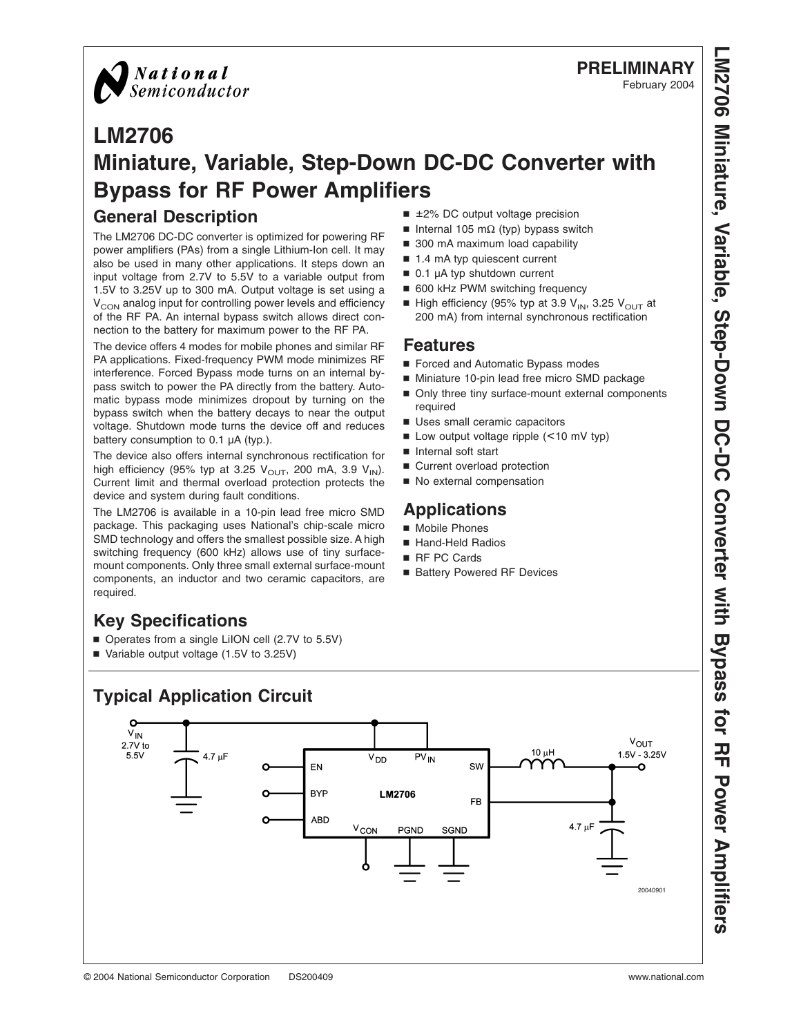National Semiconductor

**PRELIMINARY**
February 2004

# LM2706 Miniature, Variable, Step-Down DC-DC Converter with Bypass for RF Power Amplifiers

## General Description

The LM2706 DC-DC converter is optimized for powering RF power amplifiers (PAs) from a single Lithium-Ion cell. It may also be used in many other applications. It steps down an input voltage from 2.7V to 5.5V to a variable output from 1.5V to 3.25V up to 300 mA. Output voltage is set using a $V_{CON}$ analog input for controlling power levels and efficiency of the RF PA. An internal bypass switch allows direct connection to the battery for maximum power to the RF PA.

The device offers 4 modes for mobile phones and similar RF PA applications. Fixed-frequency PWM mode minimizes RF interference. Forced Bypass mode turns on an internal bypass switch to power the PA directly from the battery. Automatic bypass mode minimizes dropout by turning on the bypass switch when the battery decays to near the output voltage. Shutdown mode turns the device off and reduces battery consumption to 0.1 µA (typ.).

The device also offers internal synchronous rectification for high efficiency (95% typ at 3.25 $V_{OUT}$, 200 mA, 3.9 $V_{IN}$). Current limit and thermal overload protection protects the device and system during fault conditions.

The LM2706 is available in a 10-pin lead free micro SMD package. This packaging uses National's chip-scale micro SMD technology and offers the smallest possible size. A high switching frequency (600 kHz) allows use of tiny surface-mount components. Only three small external surface-mount components, an inductor and two ceramic capacitors, are required.

## Key Specifications

- Operates from a single LiION cell (2.7V to 5.5V)
- Variable output voltage (1.5V to 3.25V)
- ±2% DC output voltage precision
- Internal 105 mΩ (typ) bypass switch
- 300 mA maximum load capability
- 1.4 mA typ quiescent current
- 0.1 µA typ shutdown current
- 600 kHz PWM switching frequency
- High efficiency (95% typ at 3.9 $V_{IN}$, 3.25 $V_{OUT}$ at 200 mA) from internal synchronous rectification

## Features

- Forced and Automatic Bypass modes
- Miniature 10-pin lead free micro SMD package
- Only three tiny surface-mount external components required
- Uses small ceramic capacitors
- Low output voltage ripple (<10 mV typ)
- Internal soft start
- Current overload protection
- No external compensation

## Applications

- Mobile Phones
- Hand-Held Radios
- RF PC Cards
- Battery Powered RF Devices

## Typical Application Circuit

$V_{IN}$ 2.7V to 5.5V; 4.7 µF; EN; BYP; ABD; $V_{DD}$; $PV_{IN}$; LM2706; $V_{CON}$; PGND; SGND; SW; FB; 10 µH; 4.7 µF; $V_{OUT}$ 1.5V - 3.25V

20040901

© 2004 National Semiconductor Corporation DS200409 www.national.com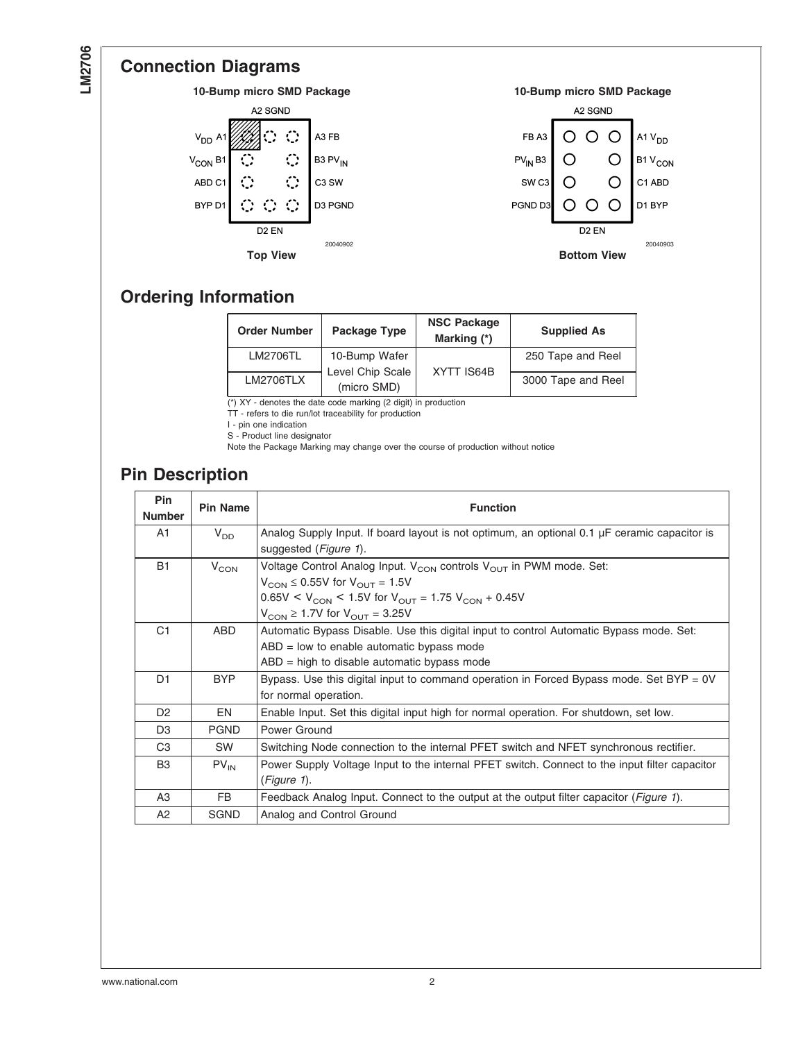## Connection Diagrams

**10-Bump micro SMD Package**

A2 SGND

$V_{DD}$ A1 | A3 FB
$V_{CON}$ B1 | B3 $PV_{IN}$
ABD C1 | C3 SW
BYP D1 | D3 PGND

D2 EN

20040902

**Top View**

**10-Bump micro SMD Package**

A2 SGND

FB A3 | A1 $V_{DD}$
$PV_{IN}$ B3 | B1 $V_{CON}$
SW C3 | C1 ABD
PGND D3 | D1 BYP

D2 EN

20040903

**Bottom View**

## Ordering Information

| Order Number | Package Type | NSC Package Marking (*) | Supplied As |
|---|---|---|---|
| LM2706TL | 10-Bump Wafer Level Chip Scale (micro SMD) | XYTT IS64B | 250 Tape and Reel |
| LM2706TLX | | | 3000 Tape and Reel |

(*) XY - denotes the date code marking (2 digit) in production
TT - refers to die run/lot traceability for production
I - pin one indication
S - Product line designator
Note the Package Marking may change over the course of production without notice

## Pin Description

| Pin Number | Pin Name | Function |
|---|---|---|
| A1 | $V_{DD}$ | Analog Supply Input. If board layout is not optimum, an optional 0.1 µF ceramic capacitor is suggested (*Figure 1*). |
| B1 | $V_{CON}$ | Voltage Control Analog Input. $V_{CON}$ controls $V_{OUT}$ in PWM mode. Set:<br>$V_{CON} \leq 0.55V$ for $V_{OUT} = 1.5V$<br>$0.65V < V_{CON} < 1.5V$ for $V_{OUT} = 1.75\ V_{CON} + 0.45V$<br>$V_{CON} \geq 1.7V$ for $V_{OUT} = 3.25V$ |
| C1 | ABD | Automatic Bypass Disable. Use this digital input to control Automatic Bypass mode. Set:<br>ABD = low to enable automatic bypass mode<br>ABD = high to disable automatic bypass mode |
| D1 | BYP | Bypass. Use this digital input to command operation in Forced Bypass mode. Set BYP = 0V for normal operation. |
| D2 | EN | Enable Input. Set this digital input high for normal operation. For shutdown, set low. |
| D3 | PGND | Power Ground |
| C3 | SW | Switching Node connection to the internal PFET switch and NFET synchronous rectifier. |
| B3 | $PV_{IN}$ | Power Supply Voltage Input to the internal PFET switch. Connect to the input filter capacitor (*Figure 1*). |
| A3 | FB | Feedback Analog Input. Connect to the output at the output filter capacitor (*Figure 1*). |
| A2 | SGND | Analog and Control Ground |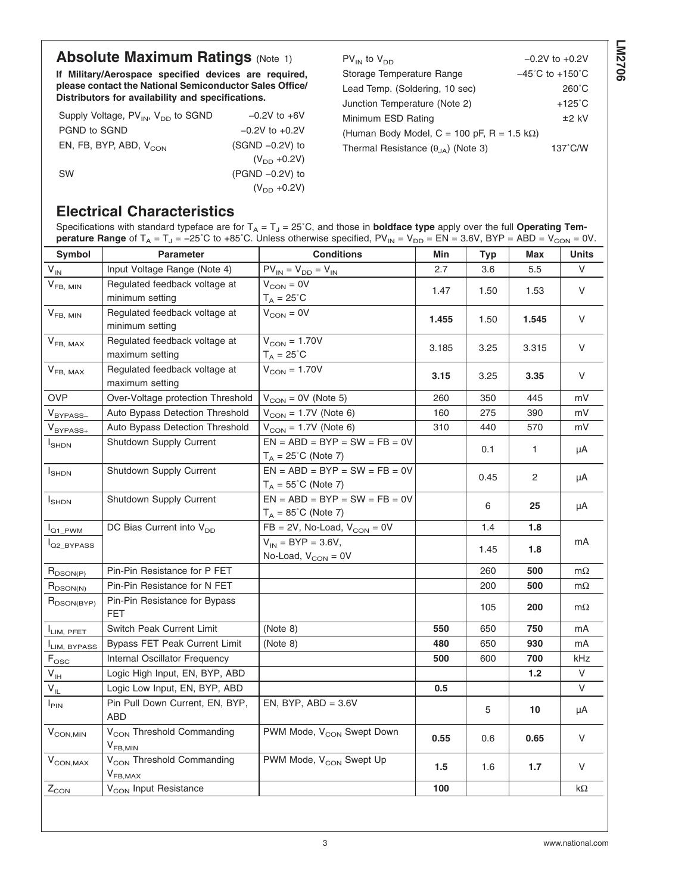## Absolute Maximum Ratings (Note 1)

**If Military/Aerospace specified devices are required, please contact the National Semiconductor Sales Office/ Distributors for availability and specifications.**

| | |
|---|---|
| Supply Voltage, $PV_{IN}$, $V_{DD}$ to SGND | −0.2V to +6V |
| PGND to SGND | −0.2V to +0.2V |
| EN, FB, BYP, ABD, $V_{CON}$ | (SGND −0.2V) to ($V_{DD}$ +0.2V) |
| SW | (PGND −0.2V) to ($V_{DD}$ +0.2V) |
| $PV_{IN}$ to $V_{DD}$ | −0.2V to +0.2V |
| Storage Temperature Range | −45˚C to +150˚C |
| Lead Temp. (Soldering, 10 sec) | 260˚C |
| Junction Temperature (Note 2) | +125˚C |
| Minimum ESD Rating (Human Body Model, C = 100 pF, R = 1.5 kΩ) | ±2 kV |
| Thermal Resistance ($\theta_{JA}$) (Note 3) | 137˚C/W |

## Electrical Characteristics

Specifications with standard typeface are for $T_A = T_J = 25˚C$, and those in **boldface type** apply over the full **Operating Temperature Range** of $T_A = T_J = −25˚C$ to +85˚C. Unless otherwise specified, $PV_{IN} = V_{DD}$ = EN = 3.6V, BYP = ABD = $V_{CON}$ = 0V.

| Symbol | Parameter | Conditions | Min | Typ | Max | Units |
|---|---|---|---|---|---|---|
| $V_{IN}$ | Input Voltage Range (Note 4) | $PV_{IN} = V_{DD} = V_{IN}$ | 2.7 | 3.6 | 5.5 | V |
| $V_{FB, MIN}$ | Regulated feedback voltage at minimum setting | $V_{CON}$ = 0V, $T_A$ = 25˚C | 1.47 | 1.50 | 1.53 | V |
| $V_{FB, MIN}$ | Regulated feedback voltage at minimum setting | $V_{CON}$ = 0V | **1.455** | 1.50 | **1.545** | V |
| $V_{FB, MAX}$ | Regulated feedback voltage at maximum setting | $V_{CON}$ = 1.70V, $T_A$ = 25˚C | 3.185 | 3.25 | 3.315 | V |
| $V_{FB, MAX}$ | Regulated feedback voltage at maximum setting | $V_{CON}$ = 1.70V | **3.15** | 3.25 | **3.35** | V |
| OVP | Over-Voltage protection Threshold | $V_{CON}$ = 0V (Note 5) | 260 | 350 | 445 | mV |
| $V_{BYPASS-}$ | Auto Bypass Detection Threshold | $V_{CON}$ = 1.7V (Note 6) | 160 | 275 | 390 | mV |
| $V_{BYPASS+}$ | Auto Bypass Detection Threshold | $V_{CON}$ = 1.7V (Note 6) | 310 | 440 | 570 | mV |
| $I_{SHDN}$ | Shutdown Supply Current | EN = ABD = BYP = SW = FB = 0V, $T_A$ = 25˚C (Note 7) | | 0.1 | 1 | µA |
| $I_{SHDN}$ | Shutdown Supply Current | EN = ABD = BYP = SW = FB = 0V, $T_A$ = 55˚C (Note 7) | | 0.45 | 2 | µA |
| $I_{SHDN}$ | Shutdown Supply Current | EN = ABD = BYP = SW = FB = 0V, $T_A$ = 85˚C (Note 7) | | 6 | **25** | µA |
| $I_{Q1\_PWM}$ | DC Bias Current into $V_{DD}$ | FB = 2V, No-Load, $V_{CON}$ = 0V | | 1.4 | **1.8** | mA |
| $I_{Q2\_BYPASS}$ | | $V_{IN}$ = BYP = 3.6V, No-Load, $V_{CON}$ = 0V | | 1.45 | **1.8** | mA |
| $R_{DSON(P)}$ | Pin-Pin Resistance for P FET | | | 260 | **500** | mΩ |
| $R_{DSON(N)}$ | Pin-Pin Resistance for N FET | | | 200 | **500** | mΩ |
| $R_{DSON(BYP)}$ | Pin-Pin Resistance for Bypass FET | | | 105 | **200** | mΩ |
| $I_{LIM, PFET}$ | Switch Peak Current Limit | (Note 8) | **550** | 650 | **750** | mA |
| $I_{LIM, BYPASS}$ | Bypass FET Peak Current Limit | (Note 8) | **480** | 650 | **930** | mA |
| $F_{OSC}$ | Internal Oscillator Frequency | | **500** | 600 | **700** | kHz |
| $V_{IH}$ | Logic High Input, EN, BYP, ABD | | | | **1.2** | V |
| $V_{IL}$ | Logic Low Input, EN, BYP, ABD | | **0.5** | | | V |
| $I_{PIN}$ | Pin Pull Down Current, EN, BYP, ABD | EN, BYP, ABD = 3.6V | | 5 | **10** | µA |
| $V_{CON,MIN}$ | $V_{CON}$ Threshold Commanding $V_{FB,MIN}$ | PWM Mode, $V_{CON}$ Swept Down | **0.55** | 0.6 | **0.65** | V |
| $V_{CON,MAX}$ | $V_{CON}$ Threshold Commanding $V_{FB,MAX}$ | PWM Mode, $V_{CON}$ Swept Up | **1.5** | 1.6 | **1.7** | V |
| $Z_{CON}$ | $V_{CON}$ Input Resistance | | **100** | | | kΩ |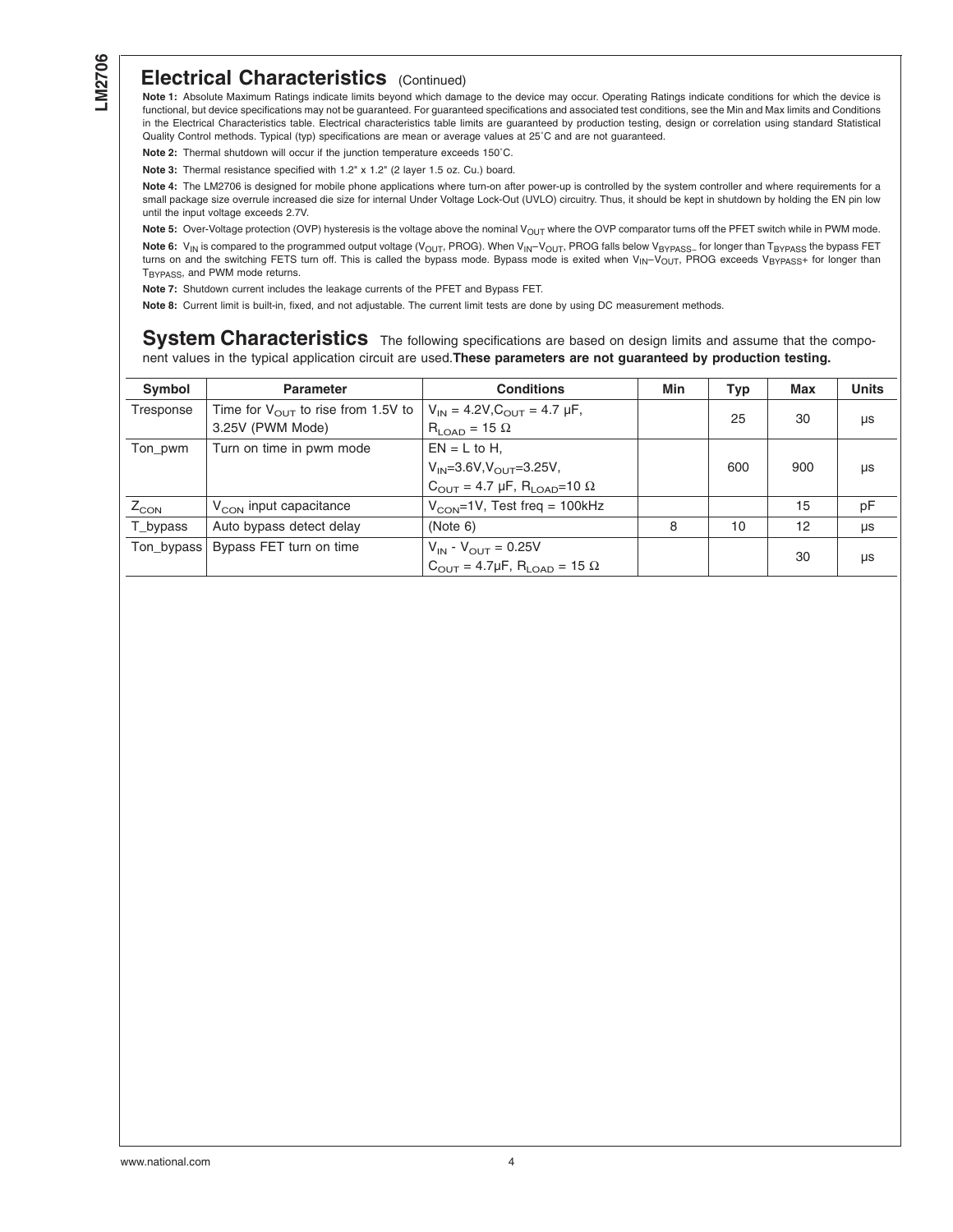## Electrical Characteristics (Continued)

**Note 1:** Absolute Maximum Ratings indicate limits beyond which damage to the device may occur. Operating Ratings indicate conditions for which the device is functional, but device specifications may not be guaranteed. For guaranteed specifications and associated test conditions, see the Min and Max limits and Conditions in the Electrical Characteristics table. Electrical characteristics table limits are guaranteed by production testing, design or correlation using standard Statistical Quality Control methods. Typical (typ) specifications are mean or average values at 25˚C and are not guaranteed.

**Note 2:** Thermal shutdown will occur if the junction temperature exceeds 150˚C.

**Note 3:** Thermal resistance specified with 1.2" x 1.2" (2 layer 1.5 oz. Cu.) board.

**Note 4:** The LM2706 is designed for mobile phone applications where turn-on after power-up is controlled by the system controller and where requirements for a small package size overrule increased die size for internal Under Voltage Lock-Out (UVLO) circuitry. Thus, it should be kept in shutdown by holding the EN pin low until the input voltage exceeds 2.7V.

**Note 5:** Over-Voltage protection (OVP) hysteresis is the voltage above the nominal $V_{OUT}$ where the OVP comparator turns off the PFET switch while in PWM mode.

**Note 6:** $V_{IN}$ is compared to the programmed output voltage ($V_{OUT}$, PROG). When $V_{IN}$–$V_{OUT}$, PROG falls below $V_{BYPASS-}$ for longer than $T_{BYPASS}$ the bypass FET turns on and the switching FETS turn off. This is called the bypass mode. Bypass mode is exited when $V_{IN}$–$V_{OUT}$, PROG exceeds $V_{BYPASS+}$ for longer than $T_{BYPASS}$, and PWM mode returns.

**Note 7:** Shutdown current includes the leakage currents of the PFET and Bypass FET.

**Note 8:** Current limit is built-in, fixed, and not adjustable. The current limit tests are done by using DC measurement methods.

## System Characteristics

The following specifications are based on design limits and assume that the component values in the typical application circuit are used. **These parameters are not guaranteed by production testing.**

| Symbol | Parameter | Conditions | Min | Typ | Max | Units |
|---|---|---|---|---|---|---|
| Tresponse | Time for $V_{OUT}$ to rise from 1.5V to 3.25V (PWM Mode) | $V_{IN}$ = 4.2V, $C_{OUT}$ = 4.7 µF, $R_{LOAD}$ = 15 Ω | | 25 | 30 | µs |
| Ton_pwm | Turn on time in pwm mode | EN = L to H, $V_{IN}$=3.6V, $V_{OUT}$=3.25V, $C_{OUT}$ = 4.7 µF, $R_{LOAD}$=10 Ω | | 600 | 900 | µs |
| $Z_{CON}$ | $V_{CON}$ input capacitance | $V_{CON}$=1V, Test freq = 100kHz | | | 15 | pF |
| T_bypass | Auto bypass detect delay | (Note 6) | 8 | 10 | 12 | µs |
| Ton_bypass | Bypass FET turn on time | $V_{IN}$ - $V_{OUT}$ = 0.25V, $C_{OUT}$ = 4.7µF, $R_{LOAD}$ = 15 Ω | | | 30 | µs |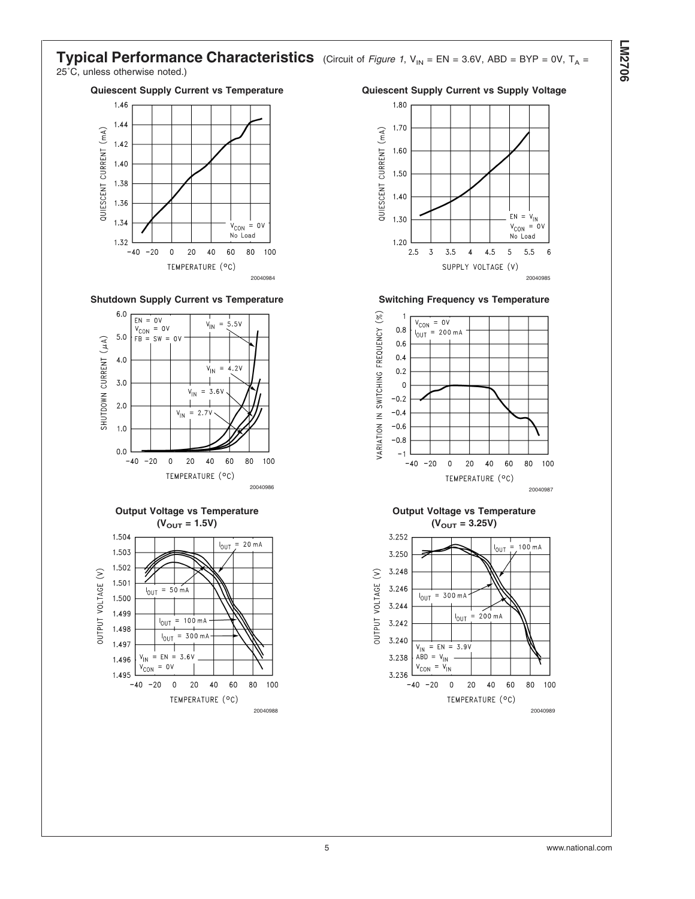## Typical Performance Characteristics

(Circuit of *Figure 1*, $V_{IN}$ = EN = 3.6V, ABD = BYP = 0V, $T_A$ = 25˚C, unless otherwise noted.)

**Quiescent Supply Current vs Temperature**

20040984

**Quiescent Supply Current vs Supply Voltage**

20040985

**Shutdown Supply Current vs Temperature**

20040986

**Switching Frequency vs Temperature**

20040987

**Output Voltage vs Temperature ($V_{OUT}$ = 1.5V)**

20040988

**Output Voltage vs Temperature ($V_{OUT}$ = 3.25V)**

20040989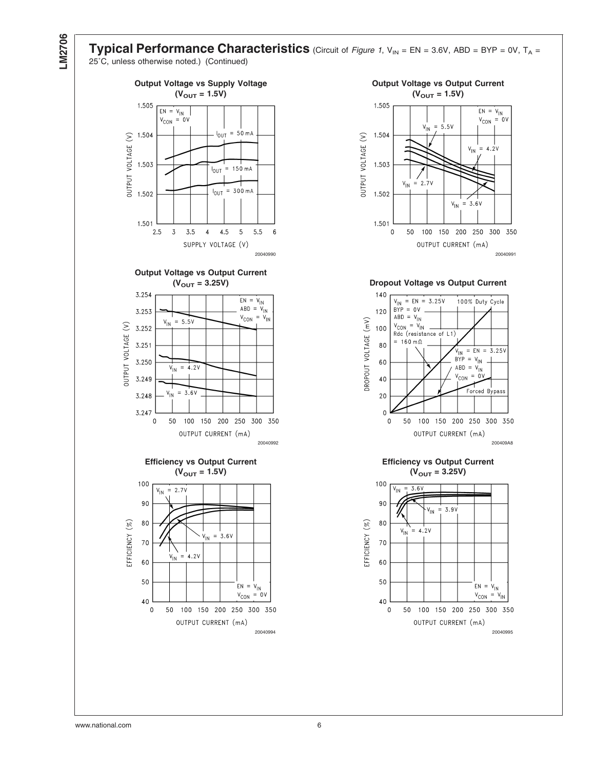## Typical Performance Characteristics (Circuit of *Figure 1*, $V_{IN}$ = EN = 3.6V, ABD = BYP = 0V, $T_A$ = 25˚C, unless otherwise noted.) (Continued)

**Output Voltage vs Supply Voltage ($V_{OUT}$ = 1.5V)**

20040990

**Output Voltage vs Output Current ($V_{OUT}$ = 1.5V)**

20040991

**Output Voltage vs Output Current ($V_{OUT}$ = 3.25V)**

20040992

**Dropout Voltage vs Output Current**

200409A8

**Efficiency vs Output Current ($V_{OUT}$ = 1.5V)**

20040994

**Efficiency vs Output Current ($V_{OUT}$ = 3.25V)**

20040995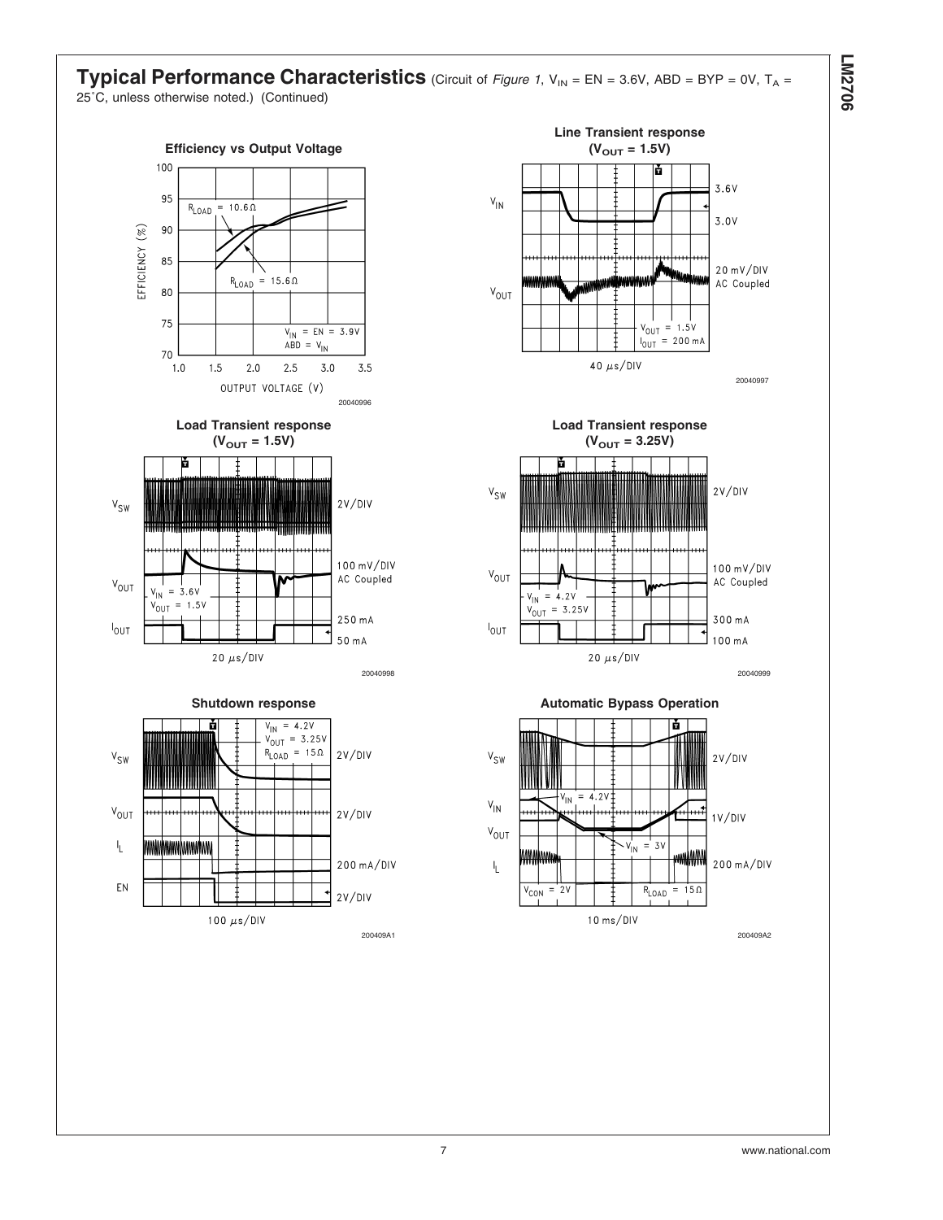## Typical Performance Characteristics (Circuit of *Figure 1*, $V_{IN}$ = EN = 3.6V, ABD = BYP = 0V, $T_A$ = 25˚C, unless otherwise noted.) (Continued)

**Efficiency vs Output Voltage**

EFFICIENCY (%)

OUTPUT VOLTAGE (V)

$R_{LOAD}$ = 10.6Ω

$R_{LOAD}$ = 15.6Ω

$V_{IN}$ = EN = 3.9V
ABD = $V_{IN}$

20040996

**Line Transient response ($V_{OUT}$ = 1.5V)**

$V_{IN}$ 3.6V 3.0V

$V_{OUT}$ 20 mV/DIV AC Coupled

$V_{OUT}$ = 1.5V
$I_{OUT}$ = 200 mA

40 μs/DIV

20040997

**Load Transient response ($V_{OUT}$ = 1.5V)**

$V_{SW}$ 2V/DIV

$V_{OUT}$ 100 mV/DIV AC Coupled

$V_{IN}$ = 3.6V
$V_{OUT}$ = 1.5V

$I_{OUT}$ 250 mA 50 mA

20 μs/DIV

20040998

**Load Transient response ($V_{OUT}$ = 3.25V)**

$V_{SW}$ 2V/DIV

$V_{OUT}$ 100 mV/DIV AC Coupled

$V_{IN}$ = 4.2V
$V_{OUT}$ = 3.25V

$I_{OUT}$ 300 mA 100 mA

20 μs/DIV

20040999

**Shutdown response**

$V_{IN}$ = 4.2V
$V_{OUT}$ = 3.25V
$R_{LOAD}$ = 15Ω

$V_{SW}$ 2V/DIV

$V_{OUT}$ 2V/DIV

$I_L$ 200 mA/DIV

EN 2V/DIV

100 μs/DIV

200409A1

**Automatic Bypass Operation**

$V_{SW}$ 2V/DIV

$V_{IN}$ $V_{OUT}$ 1V/DIV

$V_{IN}$ = 4.2V

$V_{IN}$ = 3V

$I_L$ 200 mA/DIV

$V_{CON}$ = 2V

$R_{LOAD}$ = 15Ω

10 ms/DIV

200409A2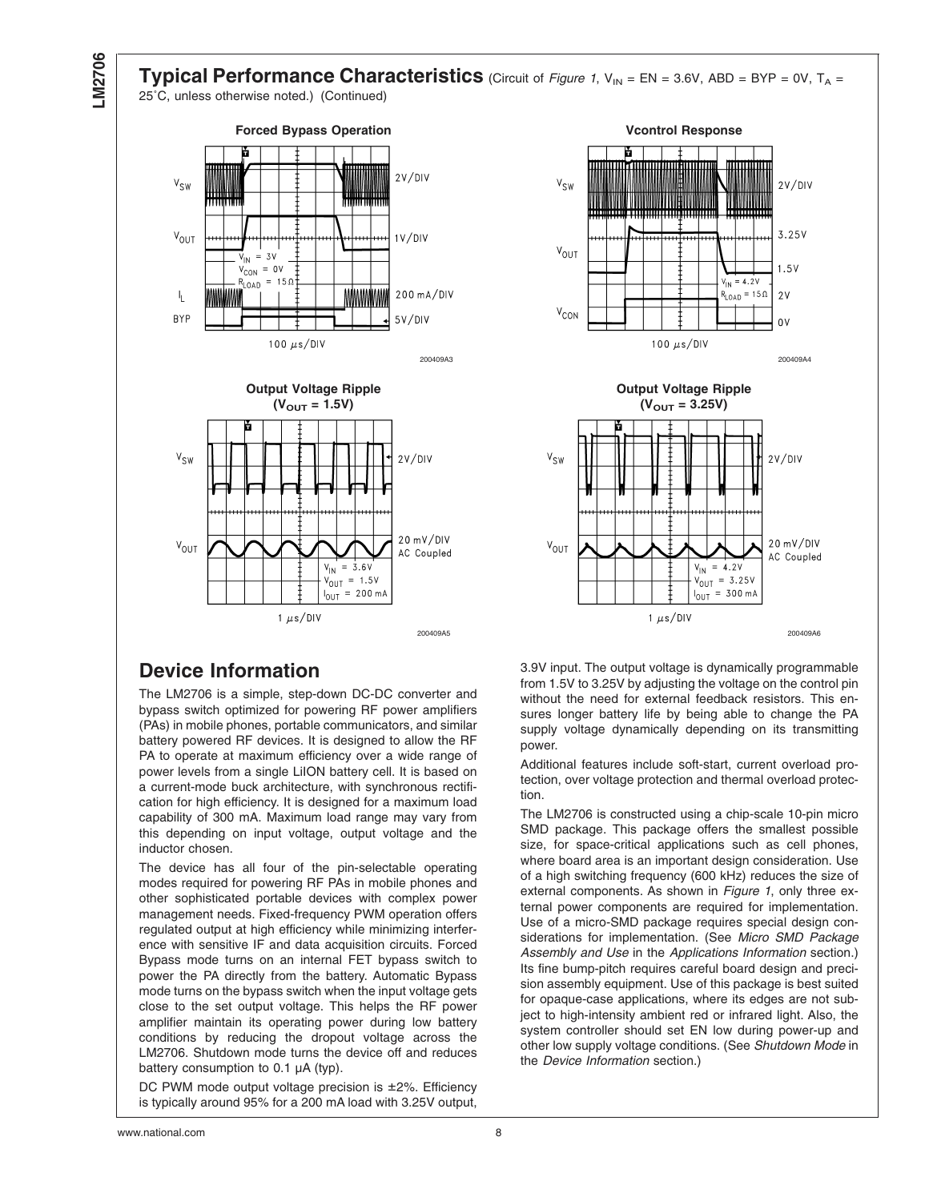## Typical Performance Characteristics (Circuit of *Figure 1*, $V_{IN}$ = EN = 3.6V, ABD = BYP = 0V, $T_A$ = 25˚C, unless otherwise noted.) (Continued)

**Forced Bypass Operation**

**Vcontrol Response**

**Output Voltage Ripple ($V_{OUT}$ = 1.5V)**

**Output Voltage Ripple ($V_{OUT}$ = 3.25V)**

## Device Information

The LM2706 is a simple, step-down DC-DC converter and bypass switch optimized for powering RF power amplifiers (PAs) in mobile phones, portable communicators, and similar battery powered RF devices. It is designed to allow the RF PA to operate at maximum efficiency over a wide range of power levels from a single LiION battery cell. It is based on a current-mode buck architecture, with synchronous rectification for high efficiency. It is designed for a maximum load capability of 300 mA. Maximum load range may vary from this depending on input voltage, output voltage and the inductor chosen.

The device has all four of the pin-selectable operating modes required for powering RF PAs in mobile phones and other sophisticated portable devices with complex power management needs. Fixed-frequency PWM operation offers regulated output at high efficiency while minimizing interference with sensitive IF and data acquisition circuits. Forced Bypass mode turns on an internal FET bypass switch to power the PA directly from the battery. Automatic Bypass mode turns on the bypass switch when the input voltage gets close to the set output voltage. This helps the RF power amplifier maintain its operating power during low battery conditions by reducing the dropout voltage across the LM2706. Shutdown mode turns the device off and reduces battery consumption to 0.1 µA (typ).

DC PWM mode output voltage precision is ±2%. Efficiency is typically around 95% for a 200 mA load with 3.25V output, 3.9V input. The output voltage is dynamically programmable from 1.5V to 3.25V by adjusting the voltage on the control pin without the need for external feedback resistors. This ensures longer battery life by being able to change the PA supply voltage dynamically depending on its transmitting power.

Additional features include soft-start, current overload protection, over voltage protection and thermal overload protection.

The LM2706 is constructed using a chip-scale 10-pin micro SMD package. This package offers the smallest possible size, for space-critical applications such as cell phones, where board area is an important design consideration. Use of a high switching frequency (600 kHz) reduces the size of external components. As shown in *Figure 1*, only three external power components are required for implementation. Use of a micro-SMD package requires special design considerations for implementation. (See *Micro SMD Package Assembly and Use* in the *Applications Information* section.) Its fine bump-pitch requires careful board design and precision assembly equipment. Use of this package is best suited for opaque-case applications, where its edges are not subject to high-intensity ambient red or infrared light. Also, the system controller should set EN low during power-up and other low supply voltage conditions. (See *Shutdown Mode* in the *Device Information* section.)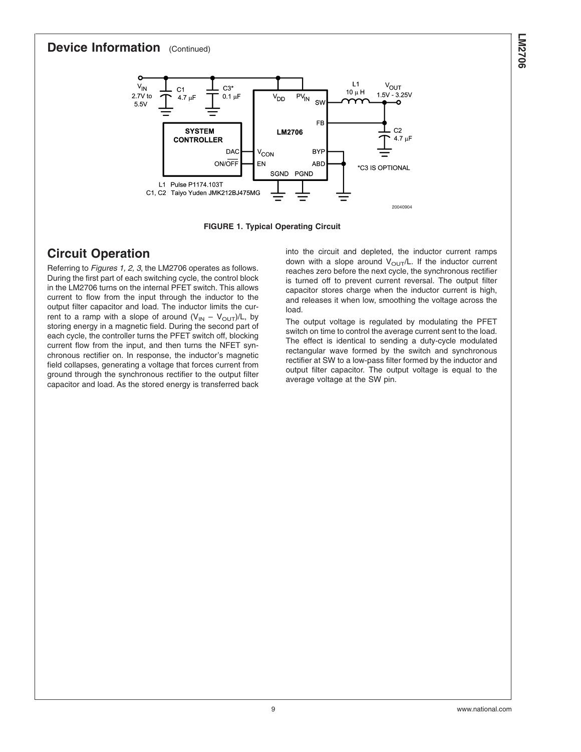## Device Information (Continued)

*C3 IS OPTIONAL

L1 Pulse P1174.103T
C1, C2 Taiyo Yuden JMK212BJ475MG

**FIGURE 1. Typical Operating Circuit**

## Circuit Operation

Referring to *Figures 1, 2, 3*, the LM2706 operates as follows. During the first part of each switching cycle, the control block in the LM2706 turns on the internal PFET switch. This allows current to flow from the input through the inductor to the output filter capacitor and load. The inductor limits the current to a ramp with a slope of around $(V_{IN} - V_{OUT})/L$, by storing energy in a magnetic field. During the second part of each cycle, the controller turns the PFET switch off, blocking current flow from the input, and then turns the NFET synchronous rectifier on. In response, the inductor's magnetic field collapses, generating a voltage that forces current from ground through the synchronous rectifier to the output filter capacitor and load. As the stored energy is transferred back into the circuit and depleted, the inductor current ramps down with a slope around $V_{OUT}/L$. If the inductor current reaches zero before the next cycle, the synchronous rectifier is turned off to prevent current reversal. The output filter capacitor stores charge when the inductor current is high, and releases it when low, smoothing the voltage across the load.

The output voltage is regulated by modulating the PFET switch on time to control the average current sent to the load. The effect is identical to sending a duty-cycle modulated rectangular wave formed by the switch and synchronous rectifier at SW to a low-pass filter formed by the inductor and output filter capacitor. The output voltage is equal to the average voltage at the SW pin.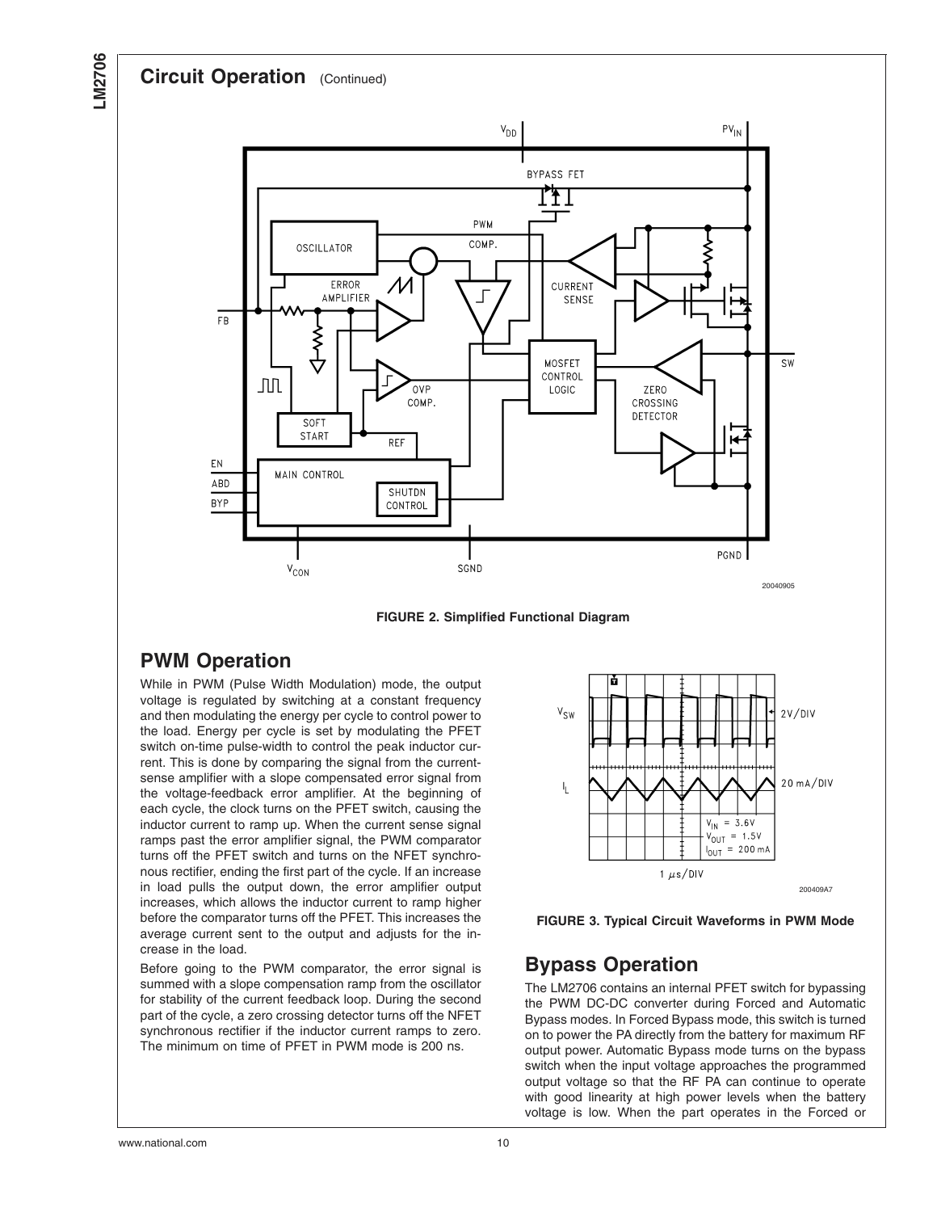## Circuit Operation (Continued)

FIGURE 2. Simplified Functional Diagram

## PWM Operation

While in PWM (Pulse Width Modulation) mode, the output voltage is regulated by switching at a constant frequency and then modulating the energy per cycle to control power to the load. Energy per cycle is set by modulating the PFET switch on-time pulse-width to control the peak inductor current. This is done by comparing the signal from the current-sense amplifier with a slope compensated error signal from the voltage-feedback error amplifier. At the beginning of each cycle, the clock turns on the PFET switch, causing the inductor current to ramp up. When the current sense signal ramps past the error amplifier signal, the PWM comparator turns off the PFET switch and turns on the NFET synchronous rectifier, ending the first part of the cycle. If an increase in load pulls the output down, the error amplifier output increases, which allows the inductor current to ramp higher before the comparator turns off the PFET. This increases the average current sent to the output and adjusts for the increase in the load.

Before going to the PWM comparator, the error signal is summed with a slope compensation ramp from the oscillator for stability of the current feedback loop. During the second part of the cycle, a zero crossing detector turns off the NFET synchronous rectifier if the inductor current ramps to zero. The minimum on time of PFET in PWM mode is 200 ns.

FIGURE 3. Typical Circuit Waveforms in PWM Mode

## Bypass Operation

The LM2706 contains an internal PFET switch for bypassing the PWM DC-DC converter during Forced and Automatic Bypass modes. In Forced Bypass mode, this switch is turned on to power the PA directly from the battery for maximum RF output power. Automatic Bypass mode turns on the bypass switch when the input voltage approaches the programmed output voltage so that the RF PA can continue to operate with good linearity at high power levels when the battery voltage is low. When the part operates in the Forced or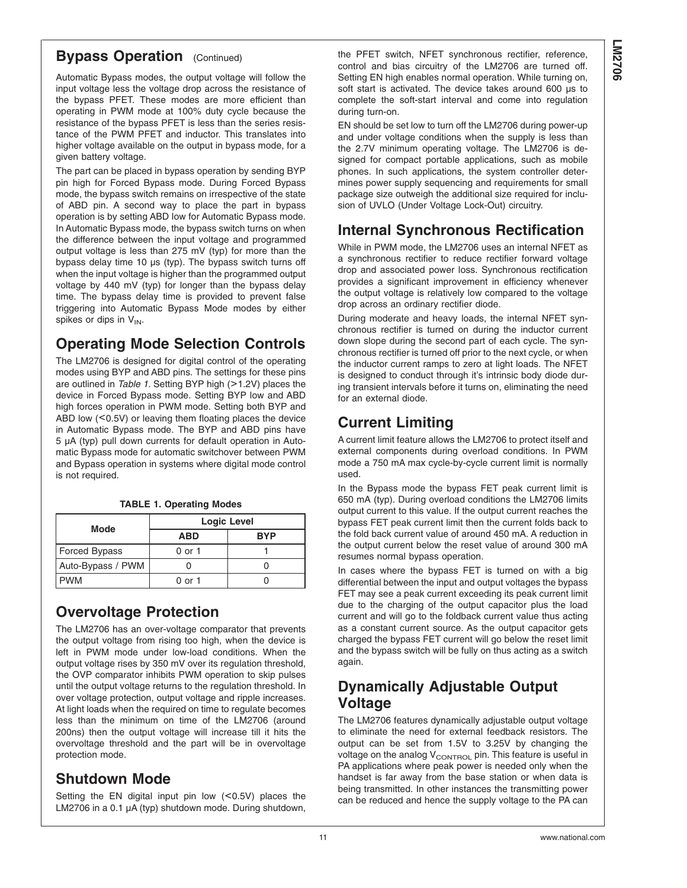## Bypass Operation (Continued)

Automatic Bypass modes, the output voltage will follow the input voltage less the voltage drop across the resistance of the bypass PFET. These modes are more efficient than operating in PWM mode at 100% duty cycle because the resistance of the bypass PFET is less than the series resistance of the PWM PFET and inductor. This translates into higher voltage available on the output in bypass mode, for a given battery voltage.

The part can be placed in bypass operation by sending BYP pin high for Forced Bypass mode. During Forced Bypass mode, the bypass switch remains on irrespective of the state of ABD pin. A second way to place the part in bypass operation is by setting ABD low for Automatic Bypass mode. In Automatic Bypass mode, the bypass switch turns on when the difference between the input voltage and programmed output voltage is less than 275 mV (typ) for more than the bypass delay time 10 µs (typ). The bypass switch turns off when the input voltage is higher than the programmed output voltage by 440 mV (typ) for longer than the bypass delay time. The bypass delay time is provided to prevent false triggering into Automatic Bypass Mode modes by either spikes or dips in $V_{IN}$.

## Operating Mode Selection Controls

The LM2706 is designed for digital control of the operating modes using BYP and ABD pins. The settings for these pins are outlined in *Table 1*. Setting BYP high (>1.2V) places the device in Forced Bypass mode. Setting BYP low and ABD high forces operation in PWM mode. Setting both BYP and ABD low (<0.5V) or leaving them floating places the device in Automatic Bypass mode. The BYP and ABD pins have 5 µA (typ) pull down currents for default operation in Automatic Bypass mode for automatic switchover between PWM and Bypass operation in systems where digital mode control is not required.

**TABLE 1. Operating Modes**

| Mode | Logic Level | |
|---|---|---|
| | ABD | BYP |
| Forced Bypass | 0 or 1 | 1 |
| Auto-Bypass / PWM | 0 | 0 |
| PWM | 0 or 1 | 0 |

## Overvoltage Protection

The LM2706 has an over-voltage comparator that prevents the output voltage from rising too high, when the device is left in PWM mode under low-load conditions. When the output voltage rises by 350 mV over its regulation threshold, the OVP comparator inhibits PWM operation to skip pulses until the output voltage returns to the regulation threshold. In over voltage protection, output voltage and ripple increases. At light loads when the required on time to regulate becomes less than the minimum on time of the LM2706 (around 200ns) then the output voltage will increase till it hits the overvoltage threshold and the part will be in overvoltage protection mode.

## Shutdown Mode

Setting the EN digital input pin low (<0.5V) places the LM2706 in a 0.1 µA (typ) shutdown mode. During shutdown, the PFET switch, NFET synchronous rectifier, reference, control and bias circuitry of the LM2706 are turned off. Setting EN high enables normal operation. While turning on, soft start is activated. The device takes around 600 µs to complete the soft-start interval and come into regulation during turn-on.

EN should be set low to turn off the LM2706 during power-up and under voltage conditions when the supply is less than the 2.7V minimum operating voltage. The LM2706 is designed for compact portable applications, such as mobile phones. In such applications, the system controller determines power supply sequencing and requirements for small package size outweigh the additional size required for inclusion of UVLO (Under Voltage Lock-Out) circuitry.

## Internal Synchronous Rectification

While in PWM mode, the LM2706 uses an internal NFET as a synchronous rectifier to reduce rectifier forward voltage drop and associated power loss. Synchronous rectification provides a significant improvement in efficiency whenever the output voltage is relatively low compared to the voltage drop across an ordinary rectifier diode.

During moderate and heavy loads, the internal NFET synchronous rectifier is turned on during the inductor current down slope during the second part of each cycle. The synchronous rectifier is turned off prior to the next cycle, or when the inductor current ramps to zero at light loads. The NFET is designed to conduct through it's intrinsic body diode during transient intervals before it turns on, eliminating the need for an external diode.

## Current Limiting

A current limit feature allows the LM2706 to protect itself and external components during overload conditions. In PWM mode a 750 mA max cycle-by-cycle current limit is normally used.

In the Bypass mode the bypass FET peak current limit is 650 mA (typ). During overload conditions the LM2706 limits output current to this value. If the output current reaches the bypass FET peak current limit then the current folds back to the fold back current value of around 450 mA. A reduction in the output current below the reset value of around 300 mA resumes normal bypass operation.

In cases where the bypass FET is turned on with a big differential between the input and output voltages the bypass FET may see a peak current exceeding its peak current limit due to the charging of the output capacitor plus the load current and will go to the foldback current value thus acting as a constant current source. As the output capacitor gets charged the bypass FET current will go below the reset limit and the bypass switch will be fully on thus acting as a switch again.

## Dynamically Adjustable Output Voltage

The LM2706 features dynamically adjustable output voltage to eliminate the need for external feedback resistors. The output can be set from 1.5V to 3.25V by changing the voltage on the analog $V_{CONTROL}$ pin. This feature is useful in PA applications where peak power is needed only when the handset is far away from the base station or when data is being transmitted. In other instances the transmitting power can be reduced and hence the supply voltage to the PA can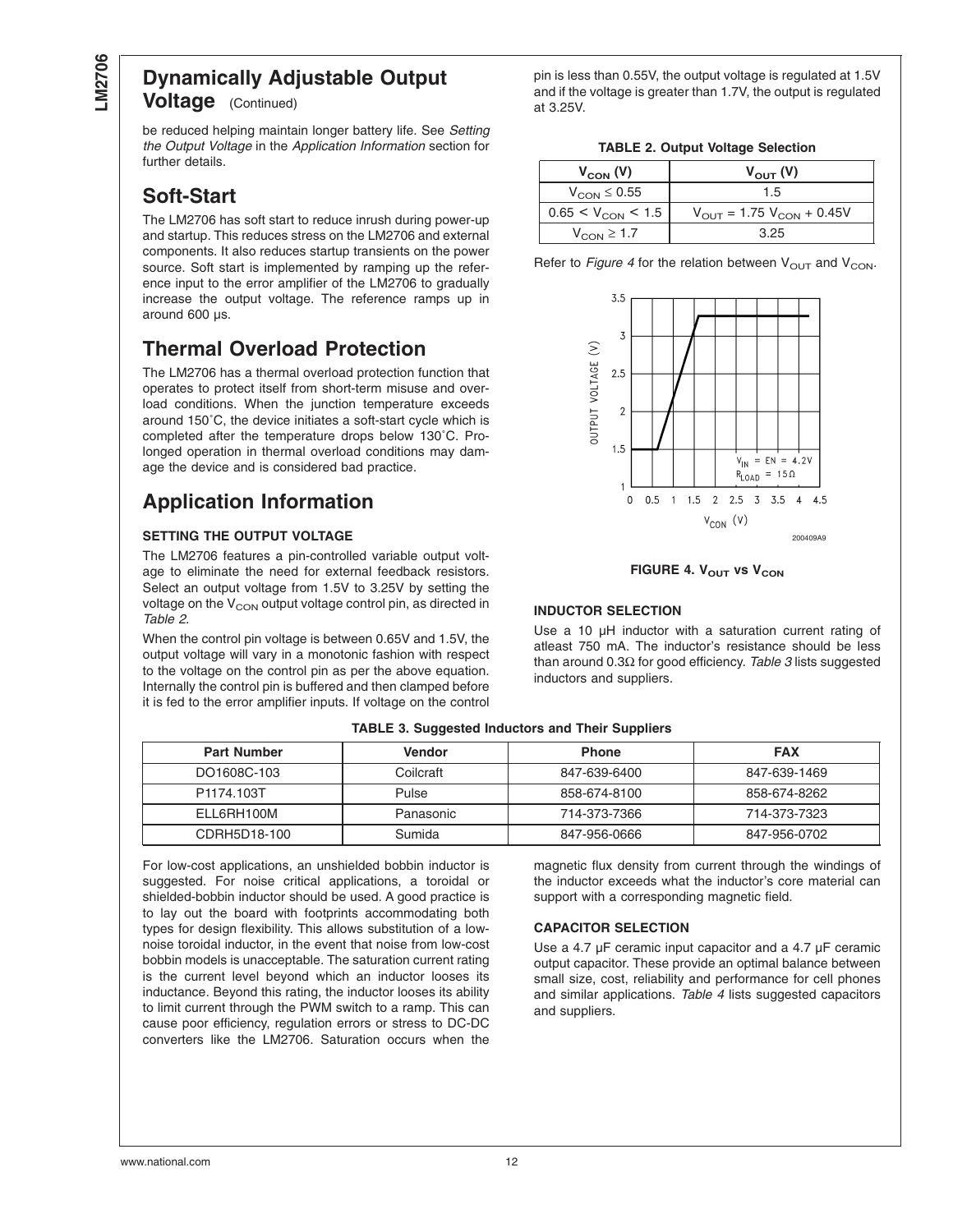## Dynamically Adjustable Output Voltage (Continued)

be reduced helping maintain longer battery life. See *Setting the Output Voltage* in the *Application Information* section for further details.

## Soft-Start

The LM2706 has soft start to reduce inrush during power-up and startup. This reduces stress on the LM2706 and external components. It also reduces startup transients on the power source. Soft start is implemented by ramping up the reference input to the error amplifier of the LM2706 to gradually increase the output voltage. The reference ramps up in around 600 µs.

## Thermal Overload Protection

The LM2706 has a thermal overload protection function that operates to protect itself from short-term misuse and overload conditions. When the junction temperature exceeds around 150˚C, the device initiates a soft-start cycle which is completed after the temperature drops below 130˚C. Prolonged operation in thermal overload conditions may damage the device and is considered bad practice.

## Application Information

### SETTING THE OUTPUT VOLTAGE

The LM2706 features a pin-controlled variable output voltage to eliminate the need for external feedback resistors. Select an output voltage from 1.5V to 3.25V by setting the voltage on the $V_{CON}$ output voltage control pin, as directed in *Table 2*.

When the control pin voltage is between 0.65V and 1.5V, the output voltage will vary in a monotonic fashion with respect to the voltage on the control pin as per the above equation. Internally the control pin is buffered and then clamped before it is fed to the error amplifier inputs. If voltage on the control pin is less than 0.55V, the output voltage is regulated at 1.5V and if the voltage is greater than 1.7V, the output is regulated at 3.25V.

**TABLE 2. Output Voltage Selection**

| $V_{CON}$ (V) | $V_{OUT}$ (V) |
|---|---|
| $V_{CON} \leq 0.55$ | 1.5 |
| $0.65 < V_{CON} < 1.5$ | $V_{OUT} = 1.75\ V_{CON} + 0.45V$ |
| $V_{CON} \geq 1.7$ | 3.25 |

Refer to *Figure 4* for the relation between $V_{OUT}$ and $V_{CON}$.

**FIGURE 4. $V_{OUT}$ vs $V_{CON}$**

### INDUCTOR SELECTION

Use a 10 µH inductor with a saturation current rating of atleast 750 mA. The inductor's resistance should be less than around 0.3Ω for good efficiency. *Table 3* lists suggested inductors and suppliers.

**TABLE 3. Suggested Inductors and Their Suppliers**

| Part Number | Vendor | Phone | FAX |
|---|---|---|---|
| DO1608C-103 | Coilcraft | 847-639-6400 | 847-639-1469 |
| P1174.103T | Pulse | 858-674-8100 | 858-674-8262 |
| ELL6RH100M | Panasonic | 714-373-7366 | 714-373-7323 |
| CDRH5D18-100 | Sumida | 847-956-0666 | 847-956-0702 |

For low-cost applications, an unshielded bobbin inductor is suggested. For noise critical applications, a toroidal or shielded-bobbin inductor should be used. A good practice is to lay out the board with footprints accommodating both types for design flexibility. This allows substitution of a low-noise toroidal inductor, in the event that noise from low-cost bobbin models is unacceptable. The saturation current rating is the current level beyond which an inductor looses its inductance. Beyond this rating, the inductor looses its ability to limit current through the PWM switch to a ramp. This can cause poor efficiency, regulation errors or stress to DC-DC converters like the LM2706. Saturation occurs when the magnetic flux density from current through the windings of the inductor exceeds what the inductor's core material can support with a corresponding magnetic field.

### CAPACITOR SELECTION

Use a 4.7 µF ceramic input capacitor and a 4.7 µF ceramic output capacitor. These provide an optimal balance between small size, cost, reliability and performance for cell phones and similar applications. *Table 4* lists suggested capacitors and suppliers.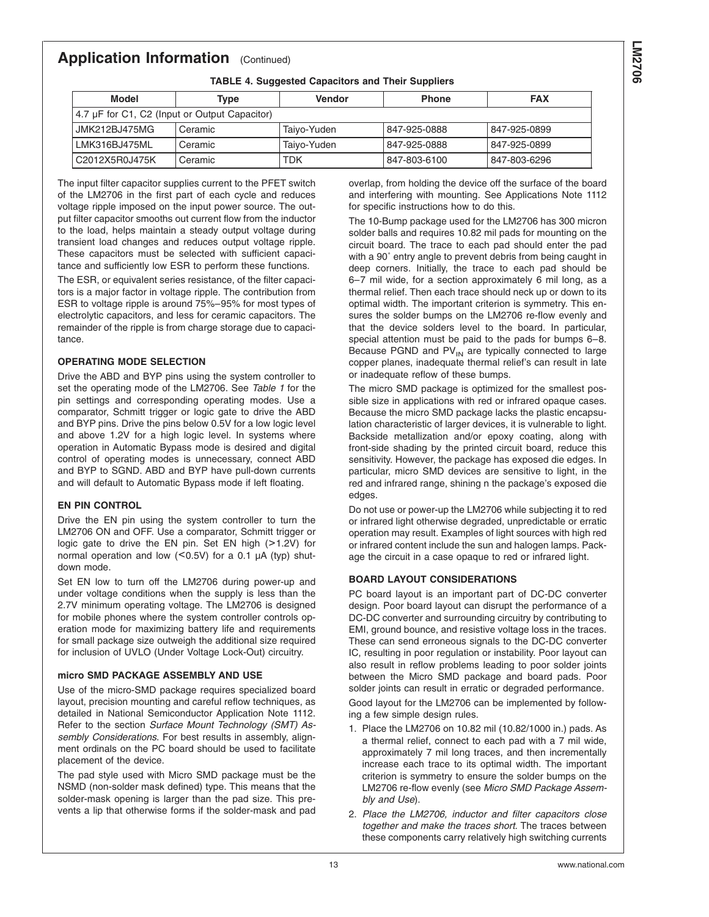## Application Information (Continued)

**TABLE 4. Suggested Capacitors and Their Suppliers**

| Model | Type | Vendor | Phone | FAX |
|---|---|---|---|---|
| 4.7 µF for C1, C2 (Input or Output Capacitor) | | | | |
| JMK212BJ475MG | Ceramic | Taiyo-Yuden | 847-925-0888 | 847-925-0899 |
| LMK316BJ475ML | Ceramic | Taiyo-Yuden | 847-925-0888 | 847-925-0899 |
| C2012X5R0J475K | Ceramic | TDK | 847-803-6100 | 847-803-6296 |

The input filter capacitor supplies current to the PFET switch of the LM2706 in the first part of each cycle and reduces voltage ripple imposed on the input power source. The output filter capacitor smooths out current flow from the inductor to the load, helps maintain a steady output voltage during transient load changes and reduces output voltage ripple. These capacitors must be selected with sufficient capacitance and sufficiently low ESR to perform these functions.

The ESR, or equivalent series resistance, of the filter capacitors is a major factor in voltage ripple. The contribution from ESR to voltage ripple is around 75%–95% for most types of electrolytic capacitors, and less for ceramic capacitors. The remainder of the ripple is from charge storage due to capacitance.

### OPERATING MODE SELECTION

Drive the ABD and BYP pins using the system controller to set the operating mode of the LM2706. See *Table 1* for the pin settings and corresponding operating modes. Use a comparator, Schmitt trigger or logic gate to drive the ABD and BYP pins. Drive the pins below 0.5V for a low logic level and above 1.2V for a high logic level. In systems where operation in Automatic Bypass mode is desired and digital control of operating modes is unnecessary, connect ABD and BYP to SGND. ABD and BYP have pull-down currents and will default to Automatic Bypass mode if left floating.

### EN PIN CONTROL

Drive the EN pin using the system controller to turn the LM2706 ON and OFF. Use a comparator, Schmitt trigger or logic gate to drive the EN pin. Set EN high (>1.2V) for normal operation and low (<0.5V) for a 0.1 µA (typ) shutdown mode.

Set EN low to turn off the LM2706 during power-up and under voltage conditions when the supply is less than the 2.7V minimum operating voltage. The LM2706 is designed for mobile phones where the system controller controls operation mode for maximizing battery life and requirements for small package size outweigh the additional size required for inclusion of UVLO (Under Voltage Lock-Out) circuitry.

### micro SMD PACKAGE ASSEMBLY AND USE

Use of the micro-SMD package requires specialized board layout, precision mounting and careful reflow techniques, as detailed in National Semiconductor Application Note 1112. Refer to the section *Surface Mount Technology (SMT) Assembly Considerations*. For best results in assembly, alignment ordinals on the PC board should be used to facilitate placement of the device.

The pad style used with Micro SMD package must be the NSMD (non-solder mask defined) type. This means that the solder-mask opening is larger than the pad size. This prevents a lip that otherwise forms if the solder-mask and pad overlap, from holding the device off the surface of the board and interfering with mounting. See Applications Note 1112 for specific instructions how to do this.

The 10-Bump package used for the LM2706 has 300 micron solder balls and requires 10.82 mil pads for mounting on the circuit board. The trace to each pad should enter the pad with a 90˚ entry angle to prevent debris from being caught in deep corners. Initially, the trace to each pad should be 6–7 mil wide, for a section approximately 6 mil long, as a thermal relief. Then each trace should neck up or down to its optimal width. The important criterion is symmetry. This ensures the solder bumps on the LM2706 re-flow evenly and that the device solders level to the board. In particular, special attention must be paid to the pads for bumps 6–8. Because PGND and $PV_{IN}$ are typically connected to large copper planes, inadequate thermal relief's can result in late or inadequate reflow of these bumps.

The micro SMD package is optimized for the smallest possible size in applications with red or infrared opaque cases. Because the micro SMD package lacks the plastic encapsulation characteristic of larger devices, it is vulnerable to light. Backside metallization and/or epoxy coating, along with front-side shading by the printed circuit board, reduce this sensitivity. However, the package has exposed die edges. In particular, micro SMD devices are sensitive to light, in the red and infrared range, shining n the package's exposed die edges.

Do not use or power-up the LM2706 while subjecting it to red or infrared light otherwise degraded, unpredictable or erratic operation may result. Examples of light sources with high red or infrared content include the sun and halogen lamps. Package the circuit in a case opaque to red or infrared light.

### BOARD LAYOUT CONSIDERATIONS

PC board layout is an important part of DC-DC converter design. Poor board layout can disrupt the performance of a DC-DC converter and surrounding circuitry by contributing to EMI, ground bounce, and resistive voltage loss in the traces. These can send erroneous signals to the DC-DC converter IC, resulting in poor regulation or instability. Poor layout can also result in reflow problems leading to poor solder joints between the Micro SMD package and board pads. Poor solder joints can result in erratic or degraded performance.

Good layout for the LM2706 can be implemented by following a few simple design rules.

1. Place the LM2706 on 10.82 mil (10.82/1000 in.) pads. As a thermal relief, connect to each pad with a 7 mil wide, approximately 7 mil long traces, and then incrementally increase each trace to its optimal width. The important criterion is symmetry to ensure the solder bumps on the LM2706 re-flow evenly (see *Micro SMD Package Assembly and Use*).
2. *Place the LM2706, inductor and filter capacitors close together and make the traces short.* The traces between these components carry relatively high switching currents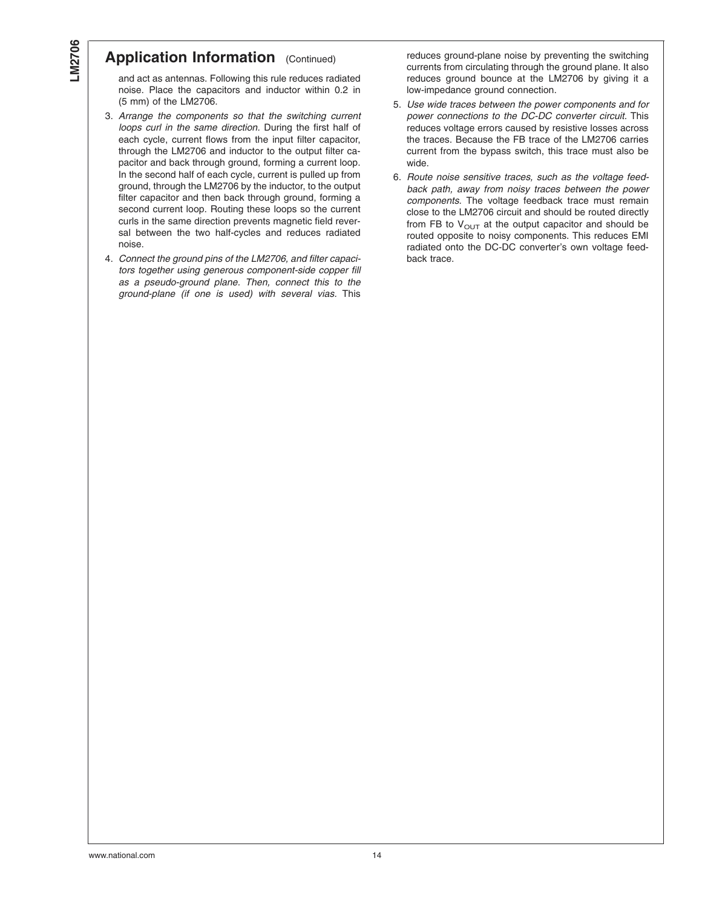## Application Information (Continued)

and act as antennas. Following this rule reduces radiated noise. Place the capacitors and inductor within 0.2 in (5 mm) of the LM2706.

3. *Arrange the components so that the switching current loops curl in the same direction.* During the first half of each cycle, current flows from the input filter capacitor, through the LM2706 and inductor to the output filter capacitor and back through ground, forming a current loop. In the second half of each cycle, current is pulled up from ground, through the LM2706 by the inductor, to the output filter capacitor and then back through ground, forming a second current loop. Routing these loops so the current curls in the same direction prevents magnetic field reversal between the two half-cycles and reduces radiated noise.
4. *Connect the ground pins of the LM2706, and filter capacitors together using generous component-side copper fill as a pseudo-ground plane. Then, connect this to the ground-plane (if one is used) with several vias.* This reduces ground-plane noise by preventing the switching currents from circulating through the ground plane. It also reduces ground bounce at the LM2706 by giving it a low-impedance ground connection.
5. *Use wide traces between the power components and for power connections to the DC-DC converter circuit.* This reduces voltage errors caused by resistive losses across the traces. Because the FB trace of the LM2706 carries current from the bypass switch, this trace must also be wide.
6. *Route noise sensitive traces, such as the voltage feedback path, away from noisy traces between the power components.* The voltage feedback trace must remain close to the LM2706 circuit and should be routed directly from FB to $V_{OUT}$ at the output capacitor and should be routed opposite to noisy components. This reduces EMI radiated onto the DC-DC converter's own voltage feedback trace.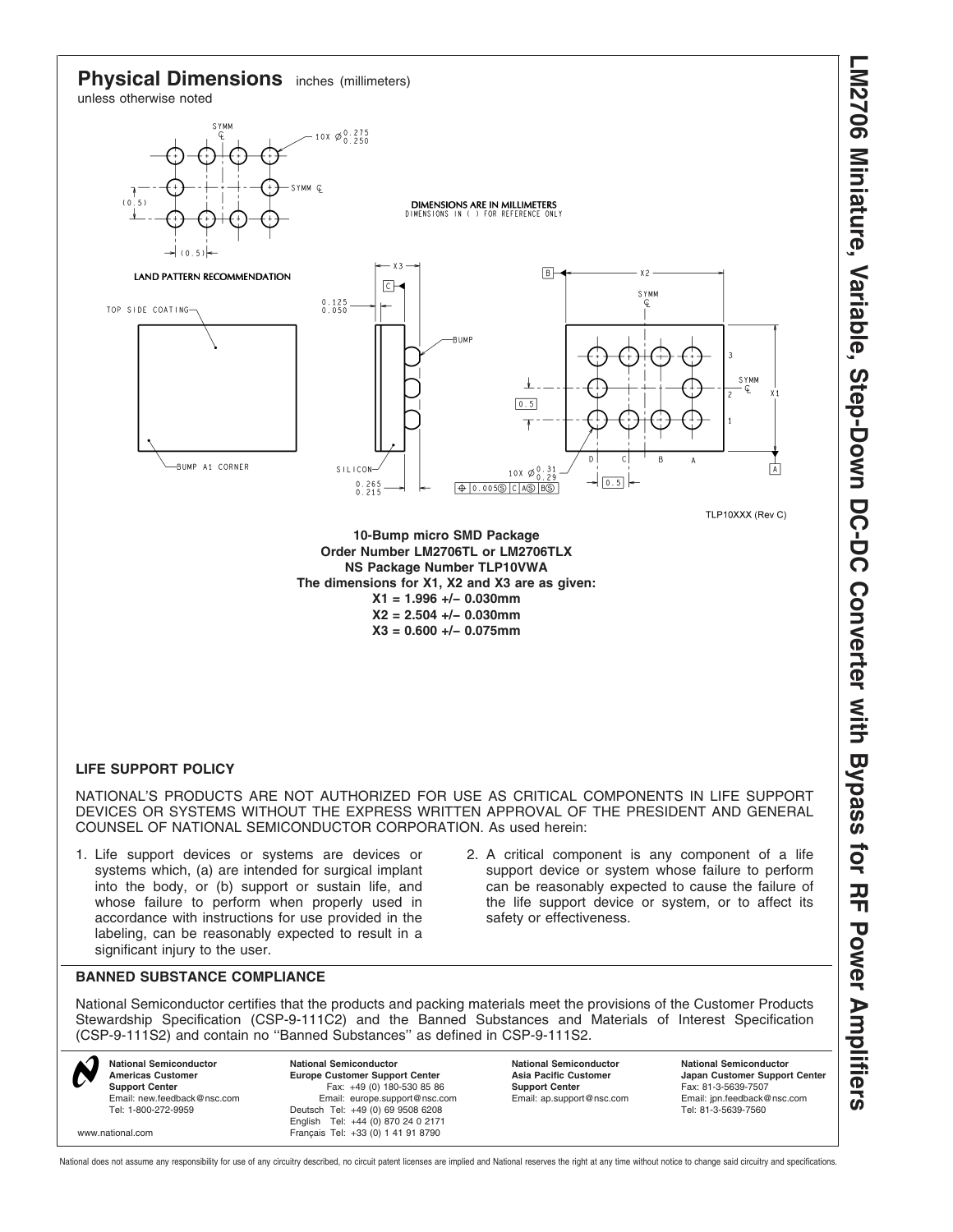## Physical Dimensions inches (millimeters) unless otherwise noted

DIMENSIONS ARE IN MILLIMETERS
DIMENSIONS IN ( ) FOR REFERENCE ONLY

SYMM ℄
10X ∅ 0.275 / 0.250
SYMM ℄
(0.5)
(0.5)

LAND PATTERN RECOMMENDATION

TOP SIDE COATING
BUMP A1 CORNER

X3
C
0.125 / 0.050
BUMP
SILICON
0.265 / 0.215

B
X2
SYMM ℄
3
SYMM ℄
2
X1
1
0.5
D C B A
10X ∅ 0.31 / 0.29
⊕ 0.005Ⓢ C AⓈ BⓈ
0.5
A

TLP10XXX (Rev C)

**10-Bump micro SMD Package**
**Order Number LM2706TL or LM2706TLX**
**NS Package Number TLP10VWA**
**The dimensions for X1, X2 and X3 are as given:**
**X1 = 1.996 +/− 0.030mm**
**X2 = 2.504 +/− 0.030mm**
**X3 = 0.600 +/− 0.075mm**

### LIFE SUPPORT POLICY

NATIONAL'S PRODUCTS ARE NOT AUTHORIZED FOR USE AS CRITICAL COMPONENTS IN LIFE SUPPORT DEVICES OR SYSTEMS WITHOUT THE EXPRESS WRITTEN APPROVAL OF THE PRESIDENT AND GENERAL COUNSEL OF NATIONAL SEMICONDUCTOR CORPORATION. As used herein:

1. Life support devices or systems are devices or systems which, (a) are intended for surgical implant into the body, or (b) support or sustain life, and whose failure to perform when properly used in accordance with instructions for use provided in the labeling, can be reasonably expected to result in a significant injury to the user.
2. A critical component is any component of a life support device or system whose failure to perform can be reasonably expected to cause the failure of the life support device or system, or to affect its safety or effectiveness.

### BANNED SUBSTANCE COMPLIANCE

National Semiconductor certifies that the products and packing materials meet the provisions of the Customer Products Stewardship Specification (CSP-9-111C2) and the Banned Substances and Materials of Interest Specification (CSP-9-111S2) and contain no ''Banned Substances'' as defined in CSP-9-111S2.

**National Semiconductor Americas Customer Support Center**
Email: new.feedback@nsc.com
Tel: 1-800-272-9959

**National Semiconductor Europe Customer Support Center**
Fax: +49 (0) 180-530 85 86
Email: europe.support@nsc.com
Deutsch Tel: +49 (0) 69 9508 6208
English Tel: +44 (0) 870 24 0 2171
Français Tel: +33 (0) 1 41 91 8790

**National Semiconductor Asia Pacific Customer Support Center**
Email: ap.support@nsc.com

**National Semiconductor Japan Customer Support Center**
Fax: 81-3-5639-7507
Email: jpn.feedback@nsc.com
Tel: 81-3-5639-7560

www.national.com

National does not assume any responsibility for use of any circuitry described, no circuit patent licenses are implied and National reserves the right at any time without notice to change said circuitry and specifications.